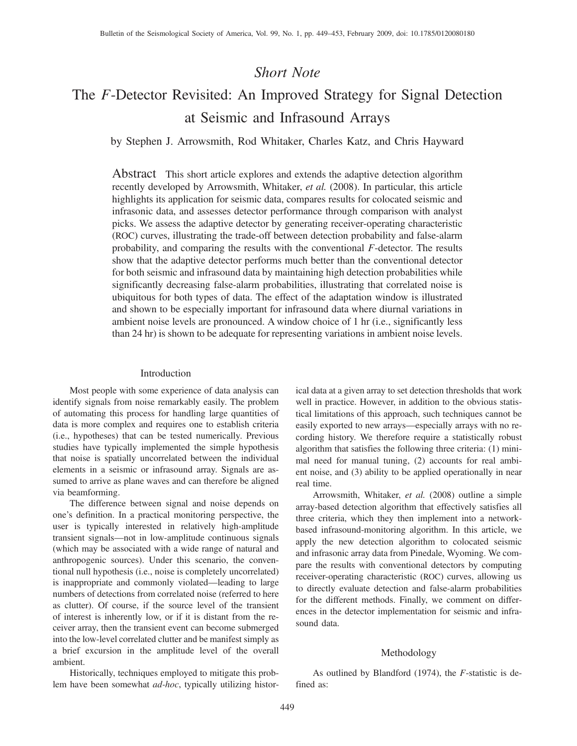*Short Note*

# The *F*-Detector Revisited: An Improved Strategy for Signal Detection at Seismic and Infrasound Arrays

by Stephen J. Arrowsmith, Rod Whitaker, Charles Katz, and Chris Hayward

**Abstract** This short article explores and extends the adaptive detection algorithm recently developed by Arrowsmith, Whitaker, *et al.* (2008). In particular, this article highlights its application for seismic data, compares results for colocated seismic and infrasonic data, and assesses detector performance through comparison with analyst picks. We assess the adaptive detector by generating receiver-operating characteristic (ROC) curves, illustrating the trade-off between detection probability and false-alarm probability, and comparing the results with the conventional *F*-detector. The results show that the adaptive detector performs much better than the conventional detector for both seismic and infrasound data by maintaining high detection probabilities while significantly decreasing false-alarm probabilities, illustrating that correlated noise is ubiquitous for both types of data. The effect of the adaptation window is illustrated and shown to be especially important for infrasound data where diurnal variations in ambient noise levels are pronounced. A window choice of 1 hr (i.e., significantly less than 24 hr) is shown to be adequate for representing variations in ambient noise levels.

## Introduction

Most people with some experience of data analysis can identify signals from noise remarkably easily. The problem of automating this process for handling large quantities of data is more complex and requires one to establish criteria (i.e., hypotheses) that can be tested numerically. Previous studies have typically implemented the simple hypothesis that noise is spatially uncorrelated between the individual elements in a seismic or infrasound array. Signals are assumed to arrive as plane waves and can therefore be aligned via beamforming.

The difference between signal and noise depends on one's definition. In a practical monitoring perspective, the user is typically interested in relatively high-amplitude transient signals—not in low-amplitude continuous signals (which may be associated with a wide range of natural and anthropogenic sources). Under this scenario, the conventional null hypothesis (i.e., noise is completely uncorrelated) is inappropriate and commonly violated—leading to large numbers of detections from correlated noise (referred to here as clutter). Of course, if the source level of the transient of interest is inherently low, or if it is distant from the receiver array, then the transient event can become submerged into the low-level correlated clutter and be manifest simply as a brief excursion in the amplitude level of the overall ambient.

Historically, techniques employed to mitigate this problem have been somewhat *ad-hoc*, typically utilizing historical data at a given array to set detection thresholds that work well in practice. However, in addition to the obvious statistical limitations of this approach, such techniques cannot be easily exported to new arrays—especially arrays with no recording history. We therefore require a statistically robust algorithm that satisfies the following three criteria: (1) minimal need for manual tuning, (2) accounts for real ambient noise, and (3) ability to be applied operationally in near real time.

Arrowsmith, Whitaker, *et al.* (2008) outline a simple array-based detection algorithm that effectively satisfies all three criteria, which they then implement into a network-based infrasound-monitoring algorithm. In this article, we apply the new detection algorithm to colocated seismic and infrasonic array data from Pinedale, Wyoming. We compare the results with conventional detectors by computing receiver-operating characteristic (ROC) curves, allowing us to directly evaluate detection and false-alarm probabilities for the different methods. Finally, we comment on differences in the detector implementation for seismic and infrasound data.

## Methodology

As outlined by Blandford (1974), the *F*-statistic is defined as: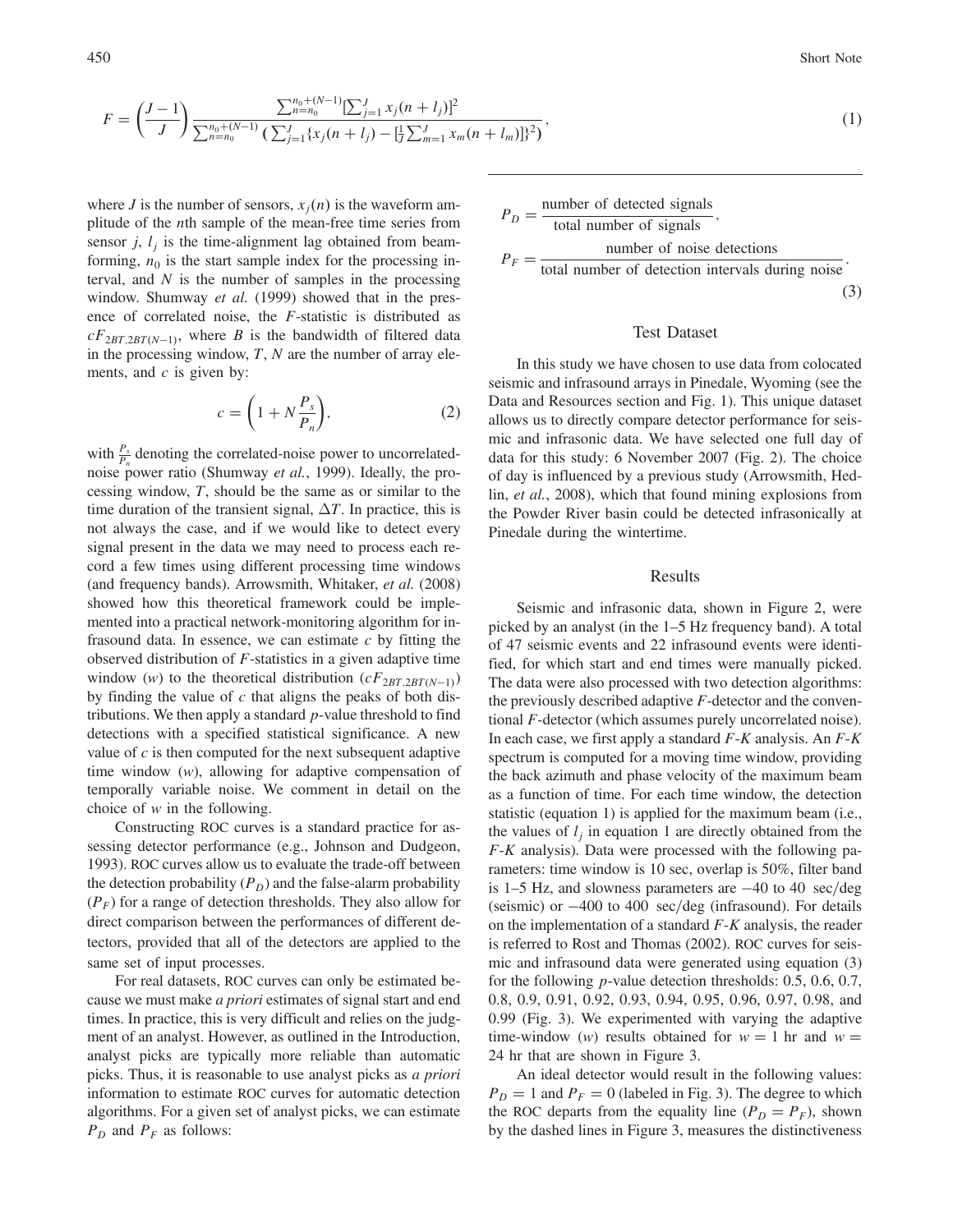$$F = \left(\frac{J-1}{J}\right) \frac{\sum_{n=n_0}^{n_0+(N-1)} [\sum_{j=1}^{J} x_j(n+l_j)]^2}{\sum_{n=n_0}^{n_0+(N-1)} (\sum_{j=1}^{J} \{x_j(n+l_j) - [\frac{1}{J}\sum_{m=1}^{J} x_m(n+l_m)]\}^2)}, \quad (1)$$

where $J$ is the number of sensors, $x_j(n)$ is the waveform amplitude of the $n$th sample of the mean-free time series from sensor $j$, $l_j$ is the time-alignment lag obtained from beamforming, $n_0$ is the start sample index for the processing interval, and $N$ is the number of samples in the processing window. Shumway *et al.* (1999) showed that in the presence of correlated noise, the $F$-statistic is distributed as $cF_{2BT,2BT(N-1)}$, where $B$ is the bandwidth of filtered data in the processing window, $T$, $N$ are the number of array elements, and $c$ is given by:

$$c = \left(1 + N\frac{P_s}{P_n}\right), \quad (2)$$

with $\frac{P_s}{P_n}$ denoting the correlated-noise power to uncorrelated-noise power ratio (Shumway *et al.*, 1999). Ideally, the processing window, $T$, should be the same as or similar to the time duration of the transient signal, $\Delta T$. In practice, this is not always the case, and if we would like to detect every signal present in the data we may need to process each record a few times using different processing time windows (and frequency bands). Arrowsmith, Whitaker, *et al.* (2008) showed how this theoretical framework could be implemented into a practical network-monitoring algorithm for infrasound data. In essence, we can estimate $c$ by fitting the observed distribution of $F$-statistics in a given adaptive time window ($w$) to the theoretical distribution ($cF_{2BT,2BT(N-1)}$) by finding the value of $c$ that aligns the peaks of both distributions. We then apply a standard $p$-value threshold to find detections with a specified statistical significance. A new value of $c$ is then computed for the next subsequent adaptive time window ($w$), allowing for adaptive compensation of temporally variable noise. We comment in detail on the choice of $w$ in the following.

Constructing ROC curves is a standard practice for assessing detector performance (e.g., Johnson and Dudgeon, 1993). ROC curves allow us to evaluate the trade-off between the detection probability ($P_D$) and the false-alarm probability ($P_F$) for a range of detection thresholds. They also allow for direct comparison between the performances of different detectors, provided that all of the detectors are applied to the same set of input processes.

For real datasets, ROC curves can only be estimated because we must make *a priori* estimates of signal start and end times. In practice, this is very difficult and relies on the judgment of an analyst. However, as outlined in the Introduction, analyst picks are typically more reliable than automatic picks. Thus, it is reasonable to use analyst picks as *a priori* information to estimate ROC curves for automatic detection algorithms. For a given set of analyst picks, we can estimate $P_D$ and $P_F$ as follows:

$$P_D = \frac{\text{number of detected signals}}{\text{total number of signals}},$$

$$P_F = \frac{\text{number of noise detections}}{\text{total number of detection intervals during noise}}. \quad (3)$$

## Test Dataset

In this study we have chosen to use data from colocated seismic and infrasound arrays in Pinedale, Wyoming (see the Data and Resources section and Fig. 1). This unique dataset allows us to directly compare detector performance for seismic and infrasonic data. We have selected one full day of data for this study: 6 November 2007 (Fig. 2). The choice of day is influenced by a previous study (Arrowsmith, Hedlin, *et al.*, 2008), which that found mining explosions from the Powder River basin could be detected infrasonically at Pinedale during the wintertime.

## Results

Seismic and infrasonic data, shown in Figure 2, were picked by an analyst (in the 1–5 Hz frequency band). A total of 47 seismic events and 22 infrasound events were identified, for which start and end times were manually picked. The data were also processed with two detection algorithms: the previously described adaptive $F$-detector and the conventional $F$-detector (which assumes purely uncorrelated noise). In each case, we first apply a standard $F$-$K$ analysis. An $F$-$K$ spectrum is computed for a moving time window, providing the back azimuth and phase velocity of the maximum beam as a function of time. For each time window, the detection statistic (equation 1) is applied for the maximum beam (i.e., the values of $l_j$ in equation 1 are directly obtained from the $F$-$K$ analysis). Data were processed with the following parameters: time window is 10 sec, overlap is 50%, filter band is 1–5 Hz, and slowness parameters are $-40$ to 40 sec/deg (seismic) or $-400$ to 400 sec/deg (infrasound). For details on the implementation of a standard $F$-$K$ analysis, the reader is referred to Rost and Thomas (2002). ROC curves for seismic and infrasound data were generated using equation (3) for the following $p$-value detection thresholds: 0.5, 0.6, 0.7, 0.8, 0.9, 0.91, 0.92, 0.93, 0.94, 0.95, 0.96, 0.97, 0.98, and 0.99 (Fig. 3). We experimented with varying the adaptive time-window ($w$) results obtained for $w = 1$ hr and $w = 24$ hr that are shown in Figure 3.

An ideal detector would result in the following values: $P_D = 1$ and $P_F = 0$ (labeled in Fig. 3). The degree to which the ROC departs from the equality line ($P_D = P_F$), shown by the dashed lines in Figure 3, measures the distinctiveness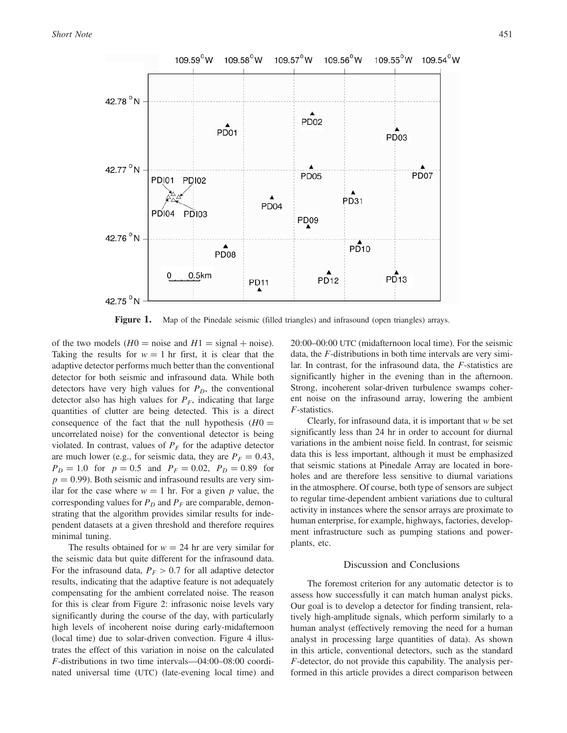Figure 1. Map of the Pinedale seismic (filled triangles) and infrasound (open triangles) arrays.

of the two models ($H0$ = noise and $H1$ = signal + noise). Taking the results for $w = 1$ hr first, it is clear that the adaptive detector performs much better than the conventional detector for both seismic and infrasound data. While both detectors have very high values for $P_D$, the conventional detector also has high values for $P_F$, indicating that large quantities of clutter are being detected. This is a direct consequence of the fact that the null hypothesis ($H0$ = uncorrelated noise) for the conventional detector is being violated. In contrast, values of $P_F$ for the adaptive detector are much lower (e.g., for seismic data, they are $P_F = 0.43$, $P_D = 1.0$ for $p = 0.5$ and $P_F = 0.02$, $P_D = 0.89$ for $p = 0.99$). Both seismic and infrasound results are very similar for the case where $w = 1$ hr. For a given $p$ value, the corresponding values for $P_D$ and $P_F$ are comparable, demonstrating that the algorithm provides similar results for independent datasets at a given threshold and therefore requires minimal tuning.

The results obtained for $w = 24$ hr are very similar for the seismic data but quite different for the infrasound data. For the infrasound data, $P_F > 0.7$ for all adaptive detector results, indicating that the adaptive feature is not adequately compensating for the ambient correlated noise. The reason for this is clear from Figure 2: infrasonic noise levels vary significantly during the course of the day, with particularly high levels of incoherent noise during early-midafternoon (local time) due to solar-driven convection. Figure 4 illustrates the effect of this variation in noise on the calculated $F$-distributions in two time intervals—04:00–08:00 coordinated universal time (UTC) (late-evening local time) and 20:00–00:00 UTC (midafternoon local time). For the seismic data, the $F$-distributions in both time intervals are very similar. In contrast, for the infrasound data, the $F$-statistics are significantly higher in the evening than in the afternoon. Strong, incoherent solar-driven turbulence swamps coherent noise on the infrasound array, lowering the ambient $F$-statistics.

Clearly, for infrasound data, it is important that $w$ be set significantly less than 24 hr in order to account for diurnal variations in the ambient noise field. In contrast, for seismic data this is less important, although it must be emphasized that seismic stations at Pinedale Array are located in boreholes and are therefore less sensitive to diurnal variations in the atmosphere. Of course, both type of sensors are subject to regular time-dependent ambient variations due to cultural activity in instances where the sensor arrays are proximate to human enterprise, for example, highways, factories, development infrastructure such as pumping stations and powerplants, etc.

## Discussion and Conclusions

The foremost criterion for any automatic detector is to assess how successfully it can match human analyst picks. Our goal is to develop a detector for finding transient, relatively high-amplitude signals, which perform similarly to a human analyst (effectively removing the need for a human analyst in processing large quantities of data). As shown in this article, conventional detectors, such as the standard $F$-detector, do not provide this capability. The analysis performed in this article provides a direct comparison between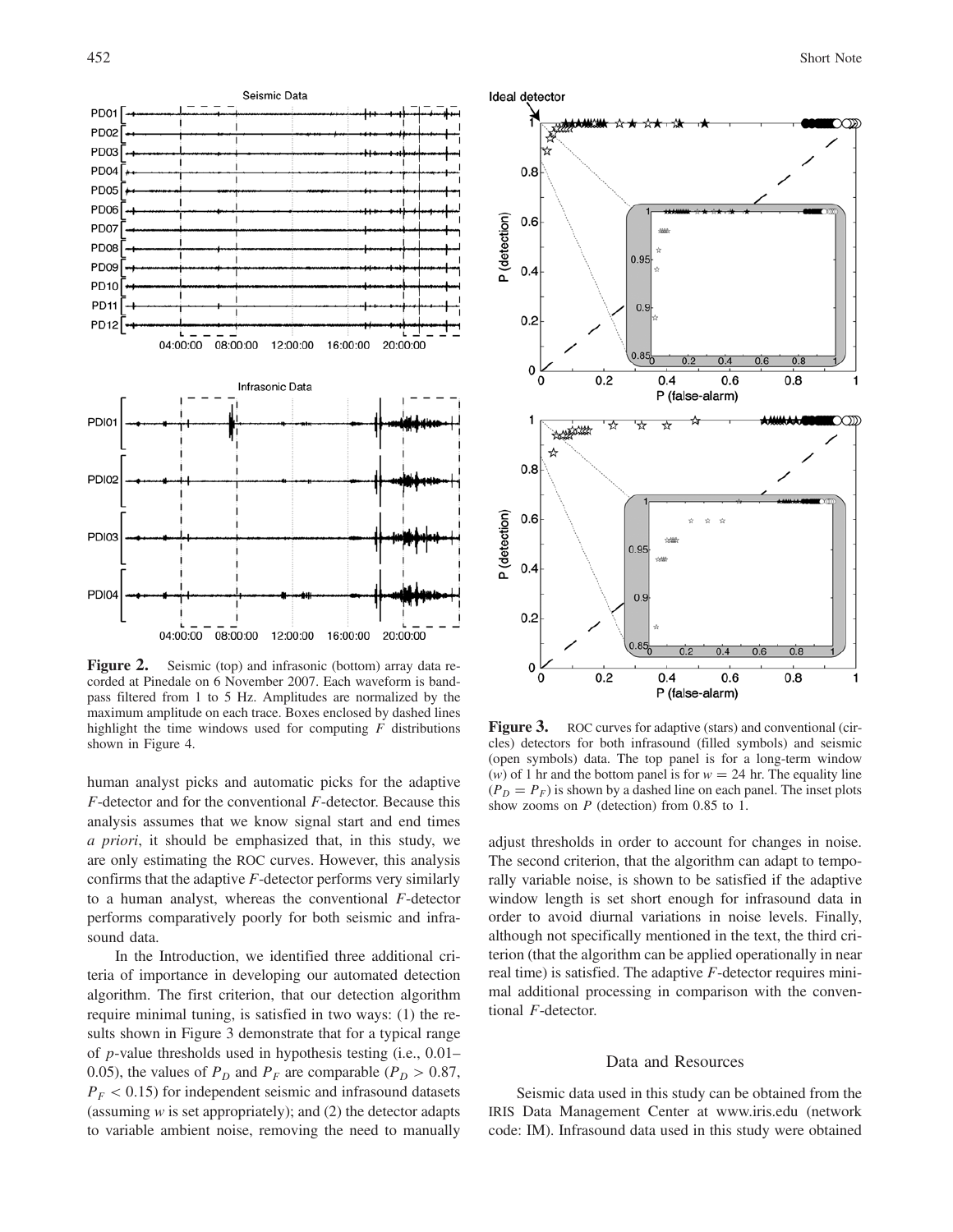**Figure 2.** Seismic (top) and infrasonic (bottom) array data recorded at Pinedale on 6 November 2007. Each waveform is bandpass filtered from 1 to 5 Hz. Amplitudes are normalized by the maximum amplitude on each trace. Boxes enclosed by dashed lines highlight the time windows used for computing $F$ distributions shown in Figure 4.

**Figure 3.** ROC curves for adaptive (stars) and conventional (circles) detectors for both infrasound (filled symbols) and seismic (open symbols) data. The top panel is for a long-term window ($w$) of 1 hr and the bottom panel is for $w = 24$ hr. The equality line ($P_D = P_F$) is shown by a dashed line on each panel. The inset plots show zooms on $P$ (detection) from 0.85 to 1.

human analyst picks and automatic picks for the adaptive $F$-detector and for the conventional $F$-detector. Because this analysis assumes that we know signal start and end times *a priori*, it should be emphasized that, in this study, we are only estimating the ROC curves. However, this analysis confirms that the adaptive $F$-detector performs very similarly to a human analyst, whereas the conventional $F$-detector performs comparatively poorly for both seismic and infrasound data.

In the Introduction, we identified three additional criteria of importance in developing our automated detection algorithm. The first criterion, that our detection algorithm require minimal tuning, is satisfied in two ways: (1) the results shown in Figure 3 demonstrate that for a typical range of $p$-value thresholds used in hypothesis testing (i.e., 0.01–0.05), the values of $P_D$ and $P_F$ are comparable ($P_D > 0.87$, $P_F < 0.15$) for independent seismic and infrasound datasets (assuming $w$ is set appropriately); and (2) the detector adapts to variable ambient noise, removing the need to manually adjust thresholds in order to account for changes in noise. The second criterion, that the algorithm can adapt to temporally variable noise, is shown to be satisfied if the adaptive window length is set short enough for infrasound data in order to avoid diurnal variations in noise levels. Finally, although not specifically mentioned in the text, the third criterion (that the algorithm can be applied operationally in near real time) is satisfied. The adaptive $F$-detector requires minimal additional processing in comparison with the conventional $F$-detector.

## Data and Resources

Seismic data used in this study can be obtained from the IRIS Data Management Center at www.iris.edu (network code: IM). Infrasound data used in this study were obtained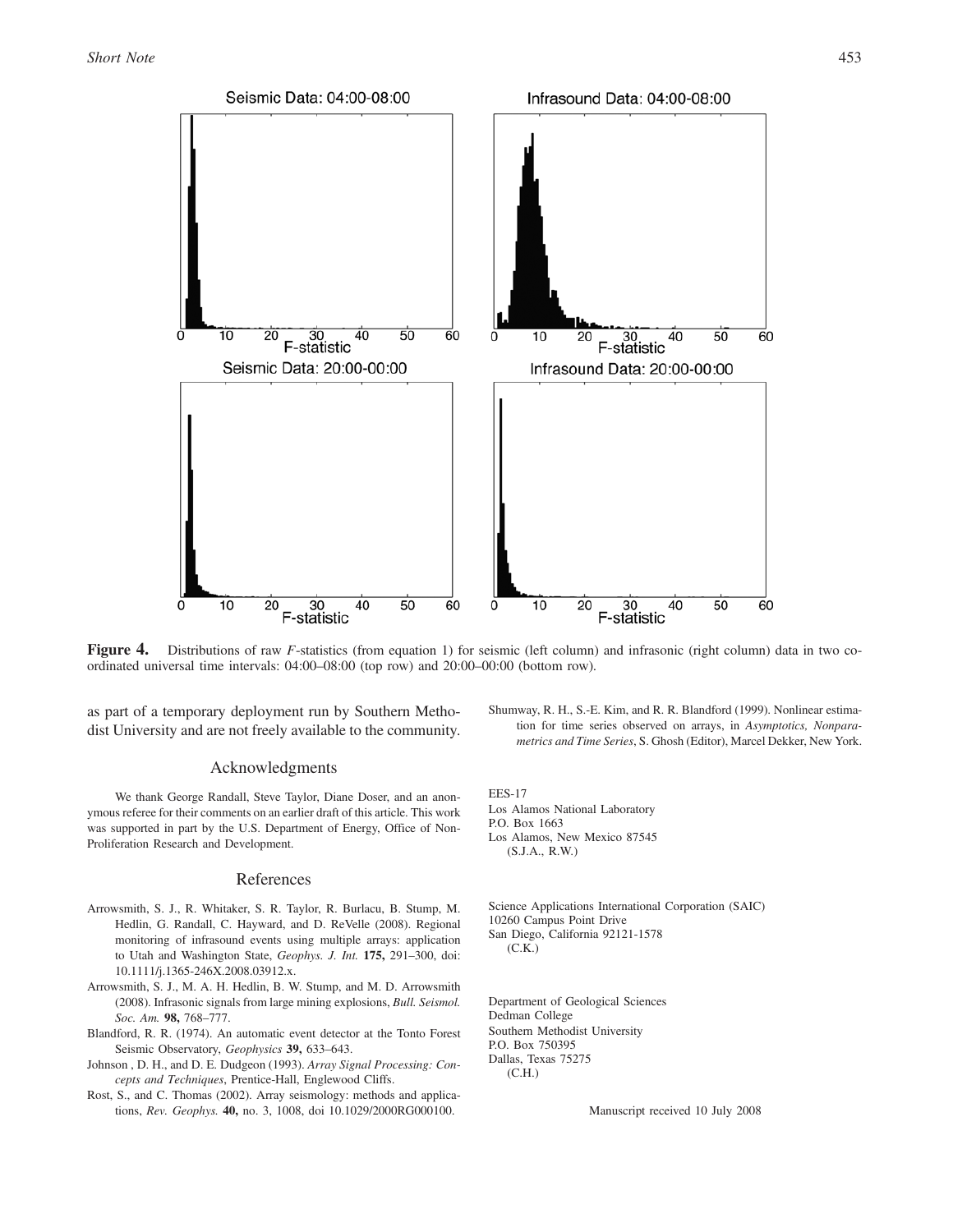Seismic Data: 04:00-08:00

0 10 20 30 40 50 60
F-statistic

Infrasound Data: 04:00-08:00

0 10 20 30 40 50 60
F-statistic

Seismic Data: 20:00-00:00

0 10 20 30 40 50 60
F-statistic

Infrasound Data: 20:00-00:00

0 10 20 30 40 50 60
F-statistic

**Figure 4.** Distributions of raw *F*-statistics (from equation 1) for seismic (left column) and infrasonic (right column) data in two coordinated universal time intervals: 04:00–08:00 (top row) and 20:00–00:00 (bottom row).

as part of a temporary deployment run by Southern Methodist University and are not freely available to the community.

## Acknowledgments

We thank George Randall, Steve Taylor, Diane Doser, and an anonymous referee for their comments on an earlier draft of this article. This work was supported in part by the U.S. Department of Energy, Office of Non-Proliferation Research and Development.

## References

Arrowsmith, S. J., R. Whitaker, S. R. Taylor, R. Burlacu, B. Stump, M. Hedlin, G. Randall, C. Hayward, and D. ReVelle (2008). Regional monitoring of infrasound events using multiple arrays: application to Utah and Washington State, *Geophys. J. Int.* **175,** 291–300, doi: 10.1111/j.1365-246X.2008.03912.x.

Arrowsmith, S. J., M. A. H. Hedlin, B. W. Stump, and M. D. Arrowsmith (2008). Infrasonic signals from large mining explosions, *Bull. Seismol. Soc. Am.* **98,** 768–777.

Blandford, R. R. (1974). An automatic event detector at the Tonto Forest Seismic Observatory, *Geophysics* **39,** 633–643.

Johnson , D. H., and D. E. Dudgeon (1993). *Array Signal Processing: Concepts and Techniques*, Prentice-Hall, Englewood Cliffs.

Rost, S., and C. Thomas (2002). Array seismology: methods and applications, *Rev. Geophys.* **40,** no. 3, 1008, doi 10.1029/2000RG000100.

Shumway, R. H., S.-E. Kim, and R. R. Blandford (1999). Nonlinear estimation for time series observed on arrays, in *Asymptotics, Nonparametrics and Time Series*, S. Ghosh (Editor), Marcel Dekker, New York.

EES-17
Los Alamos National Laboratory
P.O. Box 1663
Los Alamos, New Mexico 87545
(S.J.A., R.W.)

Science Applications International Corporation (SAIC)
10260 Campus Point Drive
San Diego, California 92121-1578
(C.K.)

Department of Geological Sciences
Dedman College
Southern Methodist University
P.O. Box 750395
Dallas, Texas 75275
(C.H.)

Manuscript received 10 July 2008